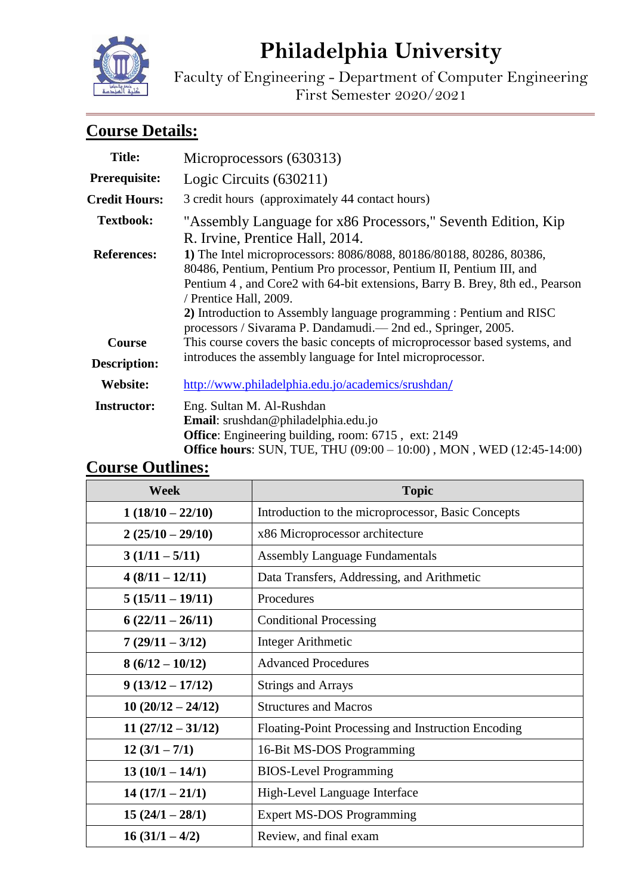# Philadelphia University

Faculty of Engineering - Department of Computer Engineering
First Semester 2020/2021

## Course Details:

| | |
|---|---|
| **Title:** | Microprocessors (630313) |
| **Prerequisite:** | Logic Circuits (630211) |
| **Credit Hours:** | 3 credit hours (approximately 44 contact hours) |
| **Textbook:** | "Assembly Language for x86 Processors," Seventh Edition, Kip R. Irvine, Prentice Hall, 2014. |
| **References:** | **1)** The Intel microprocessors: 8086/8088, 80186/80188, 80286, 80386, 80486, Pentium, Pentium Pro processor, Pentium II, Pentium III, and Pentium 4 , and Core2 with 64-bit extensions, Barry B. Brey, 8th ed., Pearson / Prentice Hall, 2009. **2)** Introduction to Assembly language programming : Pentium and RISC processors / Sivarama P. Dandamudi.— 2nd ed., Springer, 2005. |
| **Course Description:** | This course covers the basic concepts of microprocessor based systems, and introduces the assembly language for Intel microprocessor. |
| **Website:** | http://www.philadelphia.edu.jo/academics/srushdan/ |
| **Instructor:** | Eng. Sultan M. Al-Rushdan **Email**: srushdan@philadelphia.edu.jo **Office**: Engineering building, room: 6715 , ext: 2149 **Office hours**: SUN, TUE, THU (09:00 – 10:00) , MON , WED (12:45-14:00) |

## Course Outlines:

| Week | Topic |
|---|---|
| **1 (18/10 – 22/10)** | Introduction to the microprocessor, Basic Concepts |
| **2 (25/10 – 29/10)** | x86 Microprocessor architecture |
| **3 (1/11 – 5/11)** | Assembly Language Fundamentals |
| **4 (8/11 – 12/11)** | Data Transfers, Addressing, and Arithmetic |
| **5 (15/11 – 19/11)** | Procedures |
| **6 (22/11 – 26/11)** | Conditional Processing |
| **7 (29/11 – 3/12)** | Integer Arithmetic |
| **8 (6/12 – 10/12)** | Advanced Procedures |
| **9 (13/12 – 17/12)** | Strings and Arrays |
| **10 (20/12 – 24/12)** | Structures and Macros |
| **11 (27/12 – 31/12)** | Floating-Point Processing and Instruction Encoding |
| **12 (3/1 – 7/1)** | 16-Bit MS-DOS Programming |
| **13 (10/1 – 14/1)** | BIOS-Level Programming |
| **14 (17/1 – 21/1)** | High-Level Language Interface |
| **15 (24/1 – 28/1)** | Expert MS-DOS Programming |
| **16 (31/1 – 4/2)** | Review, and final exam |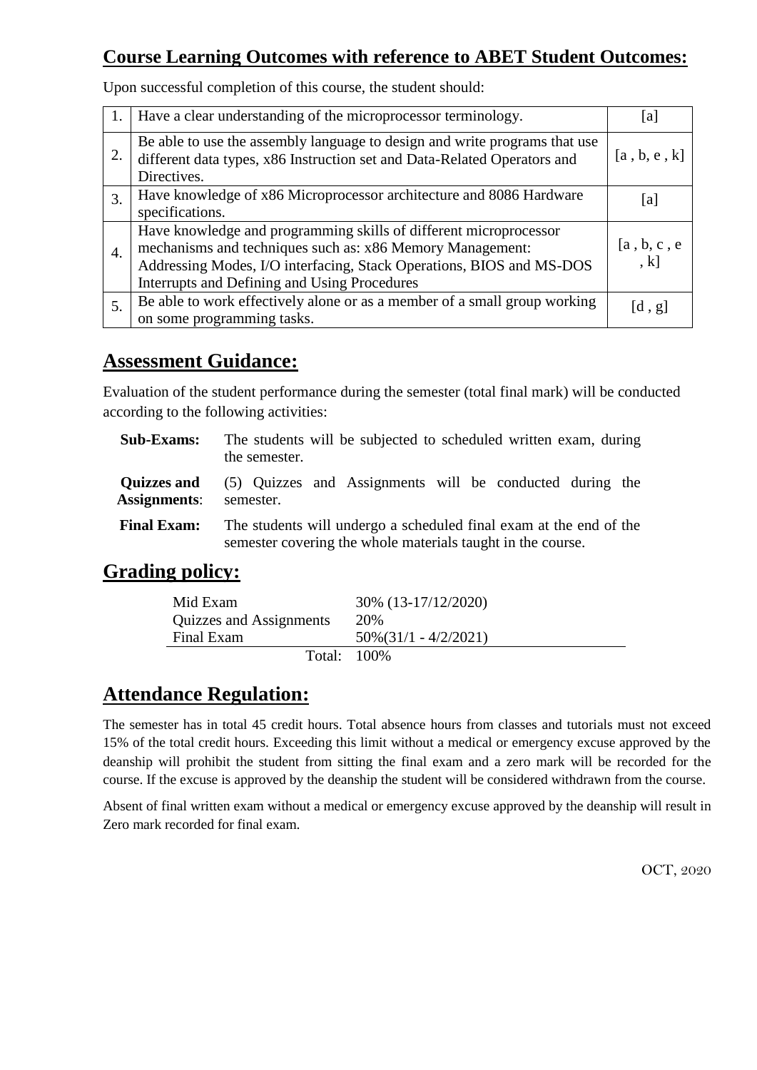## Course Learning Outcomes with reference to ABET Student Outcomes:

Upon successful completion of this course, the student should:

| | | |
|---|---|---|
| 1. | Have a clear understanding of the microprocessor terminology. | [a] |
| 2. | Be able to use the assembly language to design and write programs that use different data types, x86 Instruction set and Data-Related Operators and Directives. | [a , b, e , k] |
| 3. | Have knowledge of x86 Microprocessor architecture and 8086 Hardware specifications. | [a] |
| 4. | Have knowledge and programming skills of different microprocessor mechanisms and techniques such as: x86 Memory Management: Addressing Modes, I/O interfacing, Stack Operations, BIOS and MS-DOS Interrupts and Defining and Using Procedures | [a , b, c , e , k] |
| 5. | Be able to work effectively alone or as a member of a small group working on some programming tasks. | [d , g] |

## Assessment Guidance:

Evaluation of the student performance during the semester (total final mark) will be conducted according to the following activities:

**Sub-Exams:** The students will be subjected to scheduled written exam, during the semester.

**Quizzes and Assignments**: (5) Quizzes and Assignments will be conducted during the semester.

**Final Exam:** The students will undergo a scheduled final exam at the end of the semester covering the whole materials taught in the course.

## Grading policy:

| | |
|---|---|
| Mid Exam | 30% (13-17/12/2020) |
| Quizzes and Assignments | 20% |
| Final Exam | 50%(31/1 - 4/2/2021) |
| Total: | 100% |

## Attendance Regulation:

The semester has in total 45 credit hours. Total absence hours from classes and tutorials must not exceed 15% of the total credit hours. Exceeding this limit without a medical or emergency excuse approved by the deanship will prohibit the student from sitting the final exam and a zero mark will be recorded for the course. If the excuse is approved by the deanship the student will be considered withdrawn from the course.

Absent of final written exam without a medical or emergency excuse approved by the deanship will result in Zero mark recorded for final exam.

OCT, 2020